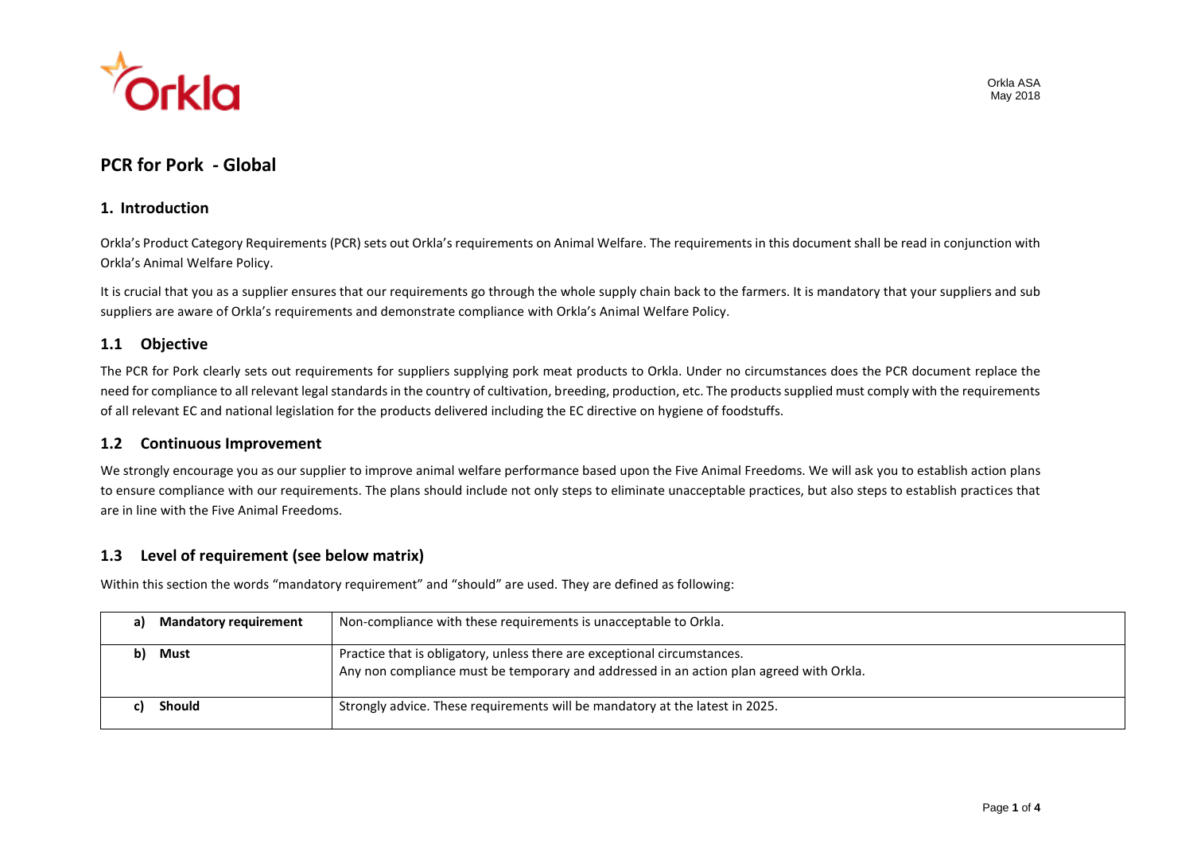Orkla ASA
May 2018

# PCR for Pork - Global

## 1. Introduction

Orkla's Product Category Requirements (PCR) sets out Orkla's requirements on Animal Welfare. The requirements in this document shall be read in conjunction with Orkla's Animal Welfare Policy.

It is crucial that you as a supplier ensures that our requirements go through the whole supply chain back to the farmers. It is mandatory that your suppliers and sub suppliers are aware of Orkla's requirements and demonstrate compliance with Orkla's Animal Welfare Policy.

### 1.1 Objective

The PCR for Pork clearly sets out requirements for suppliers supplying pork meat products to Orkla. Under no circumstances does the PCR document replace the need for compliance to all relevant legal standards in the country of cultivation, breeding, production, etc. The products supplied must comply with the requirements of all relevant EC and national legislation for the products delivered including the EC directive on hygiene of foodstuffs.

### 1.2 Continuous Improvement

We strongly encourage you as our supplier to improve animal welfare performance based upon the Five Animal Freedoms. We will ask you to establish action plans to ensure compliance with our requirements. The plans should include not only steps to eliminate unacceptable practices, but also steps to establish practices that are in line with the Five Animal Freedoms.

### 1.3 Level of requirement (see below matrix)

Within this section the words "mandatory requirement" and "should" are used. They are defined as following:

| | |
|---|---|
| **a) Mandatory requirement** | Non-compliance with these requirements is unacceptable to Orkla. |
| **b) Must** | Practice that is obligatory, unless there are exceptional circumstances.<br>Any non compliance must be temporary and addressed in an action plan agreed with Orkla. |
| **c) Should** | Strongly advice. These requirements will be mandatory at the latest in 2025. |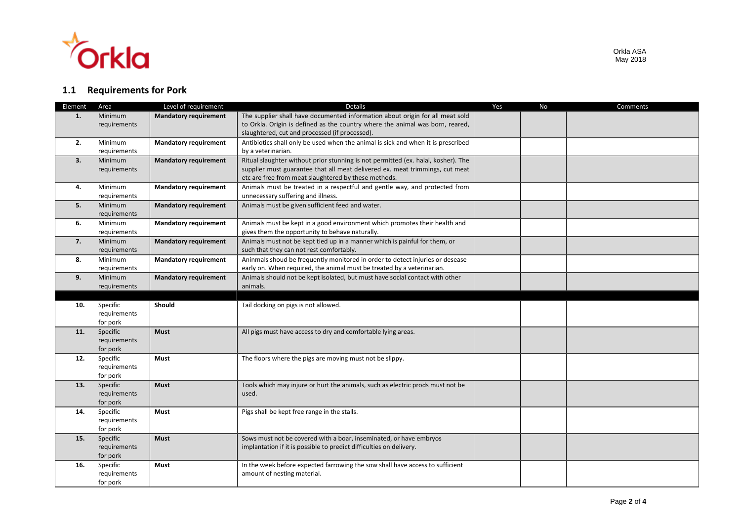## 1.1 Requirements for Pork

| Element | Area | Level of requirement | Details | Yes | No | Comments |
|---|---|---|---|---|---|---|
| **1.** | Minimum requirements | **Mandatory requirement** | The supplier shall have documented information about origin for all meat sold to Orkla. Origin is defined as the country where the animal was born, reared, slaughtered, cut and processed (if processed). | | | |
| **2.** | Minimum requirements | **Mandatory requirement** | Antibiotics shall only be used when the animal is sick and when it is prescribed by a veterinarian. | | | |
| **3.** | Minimum requirements | **Mandatory requirement** | Ritual slaughter without prior stunning is not permitted (ex. halal, kosher). The supplier must guarantee that all meat delivered ex. meat trimmings, cut meat etc are free from meat slaughtered by these methods. | | | |
| **4.** | Minimum requirements | **Mandatory requirement** | Animals must be treated in a respectful and gentle way, and protected from unnecessary suffering and illness. | | | |
| **5.** | Minimum requirements | **Mandatory requirement** | Animals must be given sufficient feed and water. | | | |
| **6.** | Minimum requirements | **Mandatory requirement** | Animals must be kept in a good environment which promotes their health and gives them the opportunity to behave naturally. | | | |
| **7.** | Minimum requirements | **Mandatory requirement** | Animals must not be kept tied up in a manner which is painful for them, or such that they can not rest comfortably. | | | |
| **8.** | Minimum requirements | **Mandatory requirement** | Aninmals shoud be frequently monitored in order to detect injuries or desease early on. When required, the animal must be treated by a veterinarian. | | | |
| **9.** | Minimum requirements | **Mandatory requirement** | Animals should not be kept isolated, but must have social contact with other animals. | | | |
| | | | | | | |
| **10.** | Specific requirements for pork | **Should** | Tail docking on pigs is not allowed. | | | |
| **11.** | Specific requirements for pork | **Must** | All pigs must have access to dry and comfortable lying areas. | | | |
| **12.** | Specific requirements for pork | **Must** | The floors where the pigs are moving must not be slippy. | | | |
| **13.** | Specific requirements for pork | **Must** | Tools which may injure or hurt the animals, such as electric prods must not be used. | | | |
| **14.** | Specific requirements for pork | **Must** | Pigs shall be kept free range in the stalls. | | | |
| **15.** | Specific requirements for pork | **Must** | Sows must not be covered with a boar, inseminated, or have embryos implantation if it is possible to predict difficulties on delivery. | | | |
| **16.** | Specific requirements for pork | **Must** | In the week before expected farrowing the sow shall have access to sufficient amount of nesting material. | | | |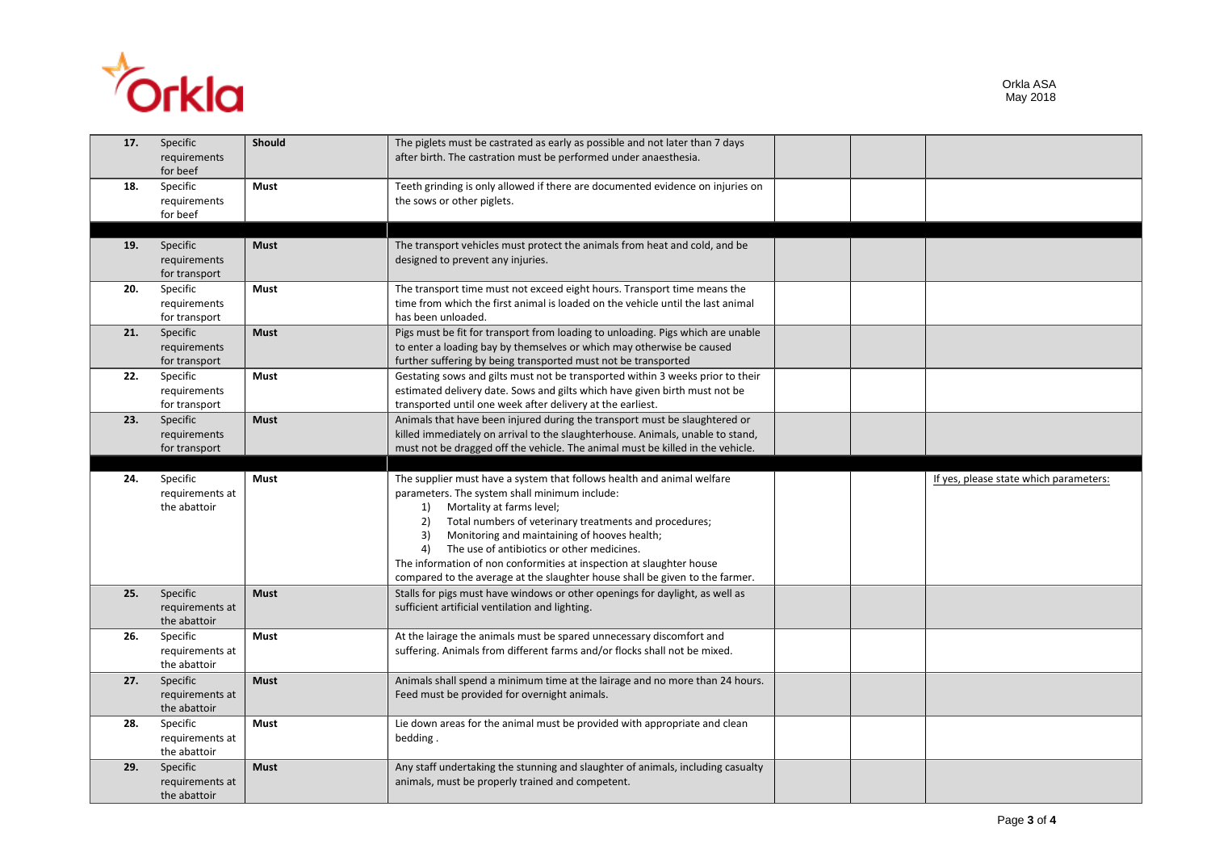| | | | | | | |
|---|---|---|---|---|---|---|
| **17.** | Specific requirements for beef | **Should** | The piglets must be castrated as early as possible and not later than 7 days after birth. The castration must be performed under anaesthesia. | | | |
| **18.** | Specific requirements for beef | **Must** | Teeth grinding is only allowed if there are documented evidence on injuries on the sows or other piglets. | | | |
| | | | | | | |
| **19.** | Specific requirements for transport | **Must** | The transport vehicles must protect the animals from heat and cold, and be designed to prevent any injuries. | | | |
| **20.** | Specific requirements for transport | **Must** | The transport time must not exceed eight hours. Transport time means the time from which the first animal is loaded on the vehicle until the last animal has been unloaded. | | | |
| **21.** | Specific requirements for transport | **Must** | Pigs must be fit for transport from loading to unloading. Pigs which are unable to enter a loading bay by themselves or which may otherwise be caused further suffering by being transported must not be transported | | | |
| **22.** | Specific requirements for transport | **Must** | Gestating sows and gilts must not be transported within 3 weeks prior to their estimated delivery date. Sows and gilts which have given birth must not be transported until one week after delivery at the earliest. | | | |
| **23.** | Specific requirements for transport | **Must** | Animals that have been injured during the transport must be slaughtered or killed immediately on arrival to the slaughterhouse. Animals, unable to stand, must not be dragged off the vehicle. The animal must be killed in the vehicle. | | | |
| | | | | | | |
| **24.** | Specific requirements at the abattoir | **Must** | The supplier must have a system that follows health and animal welfare parameters. The system shall minimum include:<br>1) Mortality at farms level;<br>2) Total numbers of veterinary treatments and procedures;<br>3) Monitoring and maintaining of hooves health;<br>4) The use of antibiotics or other medicines.<br>The information of non conformities at inspection at slaughter house compared to the average at the slaughter house shall be given to the farmer. | | | If yes, please state which parameters: |
| **25.** | Specific requirements at the abattoir | **Must** | Stalls for pigs must have windows or other openings for daylight, as well as sufficient artificial ventilation and lighting. | | | |
| **26.** | Specific requirements at the abattoir | **Must** | At the lairage the animals must be spared unnecessary discomfort and suffering. Animals from different farms and/or flocks shall not be mixed. | | | |
| **27.** | Specific requirements at the abattoir | **Must** | Animals shall spend a minimum time at the lairage and no more than 24 hours. Feed must be provided for overnight animals. | | | |
| **28.** | Specific requirements at the abattoir | **Must** | Lie down areas for the animal must be provided with appropriate and clean bedding . | | | |
| **29.** | Specific requirements at the abattoir | **Must** | Any staff undertaking the stunning and slaughter of animals, including casualty animals, must be properly trained and competent. | | | |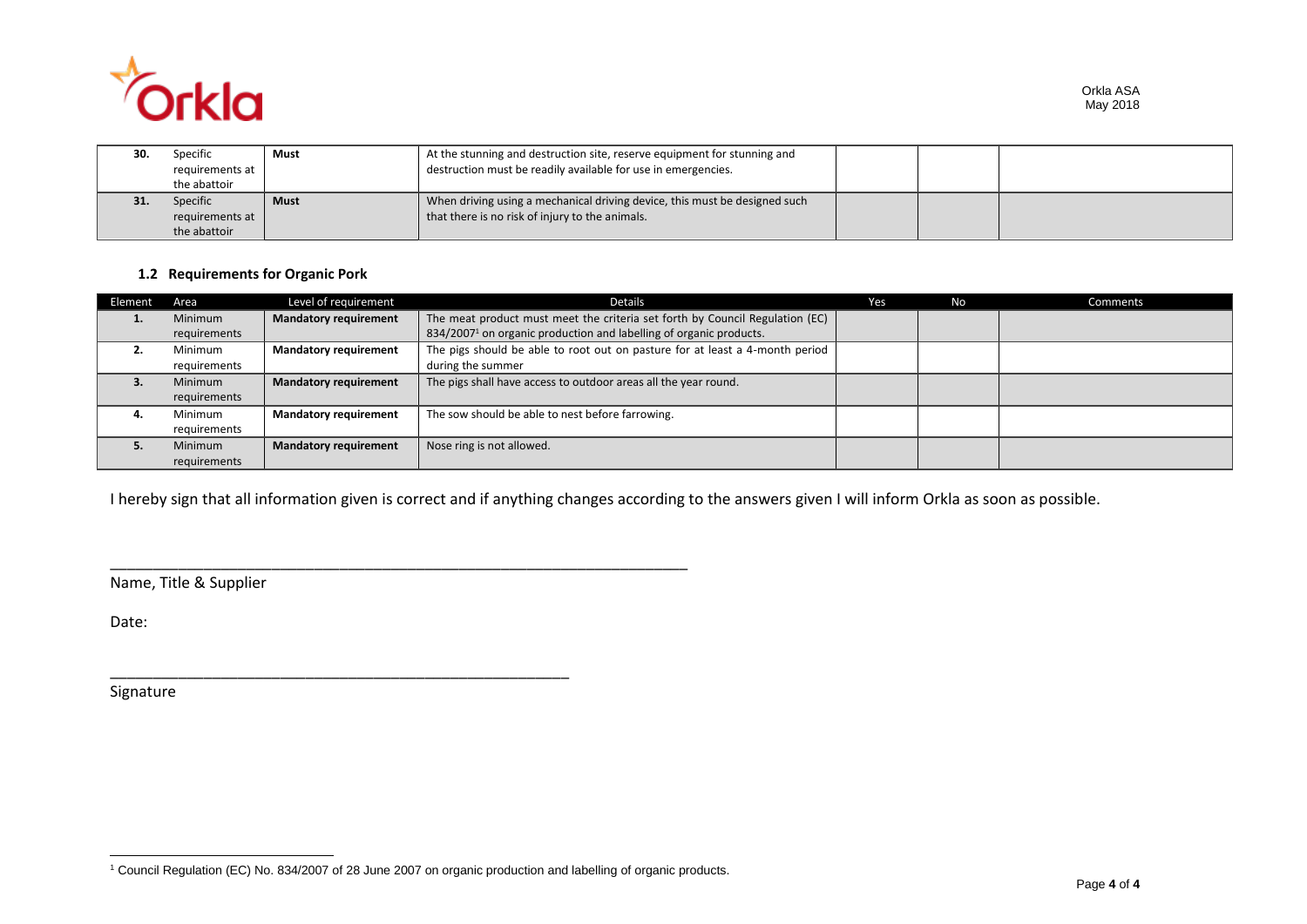| | | | | | | |
|---|---|---|---|---|---|---|
| **30.** | Specific requirements at the abattoir | **Must** | At the stunning and destruction site, reserve equipment for stunning and destruction must be readily available for use in emergencies. | | | |
| **31.** | Specific requirements at the abattoir | **Must** | When driving using a mechanical driving device, this must be designed such that there is no risk of injury to the animals. | | | |

### 1.2 Requirements for Organic Pork

| Element | Area | Level of requirement | Details | Yes | No | Comments |
|---|---|---|---|---|---|---|
| **1.** | Minimum requirements | **Mandatory requirement** | The meat product must meet the criteria set forth by Council Regulation (EC) 834/2007[1] on organic production and labelling of organic products. | | | |
| **2.** | Minimum requirements | **Mandatory requirement** | The pigs should be able to root out on pasture for at least a 4-month period during the summer | | | |
| **3.** | Minimum requirements | **Mandatory requirement** | The pigs shall have access to outdoor areas all the year round. | | | |
| **4.** | Minimum requirements | **Mandatory requirement** | The sow should be able to nest before farrowing. | | | |
| **5.** | Minimum requirements | **Mandatory requirement** | Nose ring is not allowed. | | | |

I hereby sign that all information given is correct and if anything changes according to the answers given I will inform Orkla as soon as possible.

\_\_\_\_\_\_\_\_\_\_\_\_\_\_\_\_\_\_\_\_\_\_\_\_\_\_\_\_\_\_\_\_\_\_\_\_\_\_\_\_\_\_\_\_\_\_\_\_\_\_\_\_\_\_\_\_\_\_\_\_\_\_\_\_\_\_\_\_\_\_

Name, Title & Supplier

Date:

\_\_\_\_\_\_\_\_\_\_\_\_\_\_\_\_\_\_\_\_\_\_\_\_\_\_\_\_\_\_\_\_\_\_\_\_\_\_\_\_\_\_\_\_\_\_\_\_\_\_\_\_\_\_\_\_\_

Signature

[1] Council Regulation (EC) No. 834/2007 of 28 June 2007 on organic production and labelling of organic products.